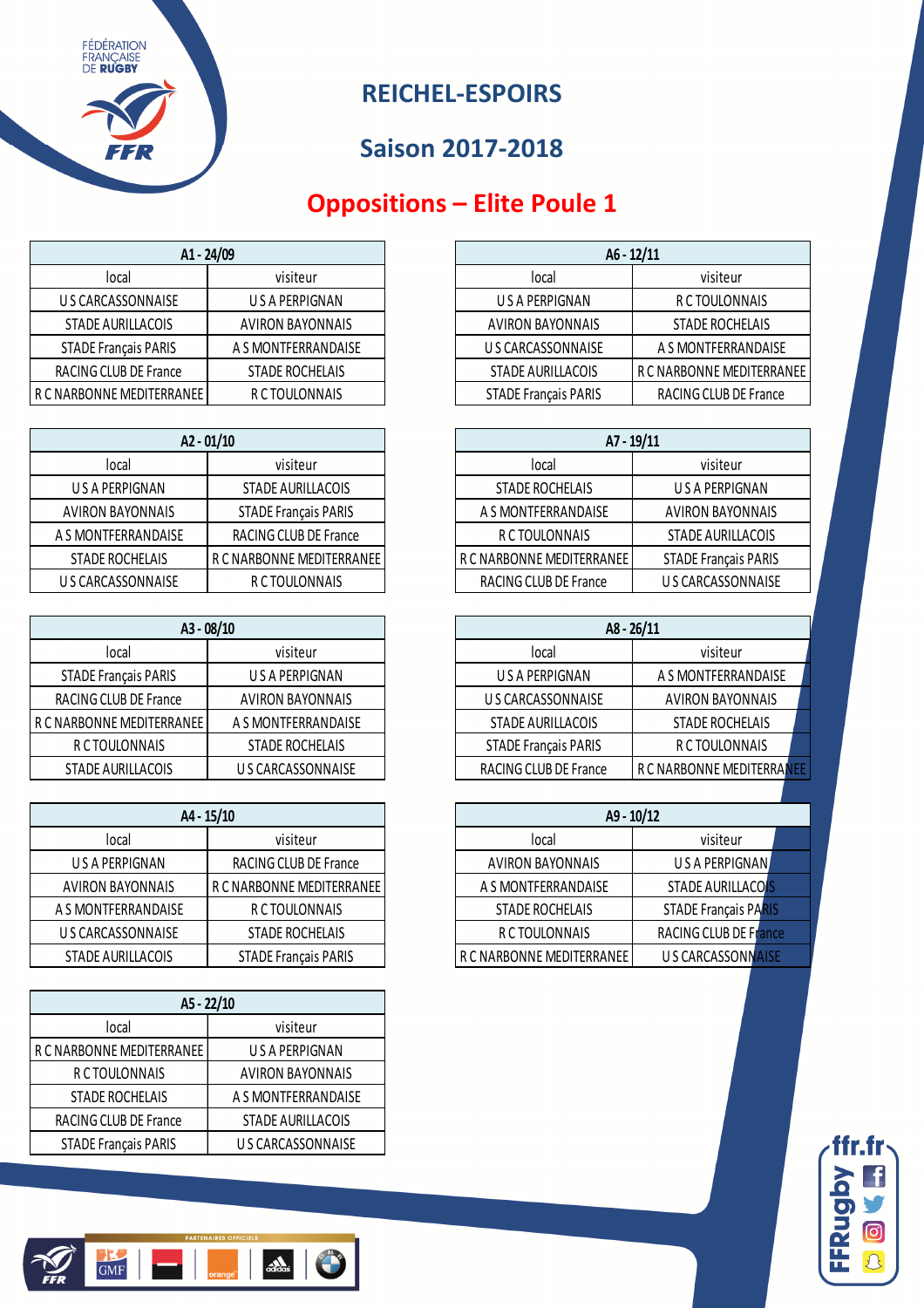# REICHEL-ESPOIRS

## Saison 2017-2018

## Oppositions – Elite Poule 1

| A1 - 24/09 | |
|---|---|
| local | visiteur |
| U S CARCASSONNAISE | U S A PERPIGNAN |
| STADE AURILLACOIS | AVIRON BAYONNAIS |
| STADE Français PARIS | A S MONTFERRANDAISE |
| RACING CLUB DE France | STADE ROCHELAIS |
| R C NARBONNE MEDITERRANEE | R C TOULONNAIS |

| A2 - 01/10 | |
|---|---|
| local | visiteur |
| U S A PERPIGNAN | STADE AURILLACOIS |
| AVIRON BAYONNAIS | STADE Français PARIS |
| A S MONTFERRANDAISE | RACING CLUB DE France |
| STADE ROCHELAIS | R C NARBONNE MEDITERRANEE |
| U S CARCASSONNAISE | R C TOULONNAIS |

| A3 - 08/10 | |
|---|---|
| local | visiteur |
| STADE Français PARIS | U S A PERPIGNAN |
| RACING CLUB DE France | AVIRON BAYONNAIS |
| R C NARBONNE MEDITERRANEE | A S MONTFERRANDAISE |
| R C TOULONNAIS | STADE ROCHELAIS |
| STADE AURILLACOIS | U S CARCASSONNAISE |

| A4 - 15/10 | |
|---|---|
| local | visiteur |
| U S A PERPIGNAN | RACING CLUB DE France |
| AVIRON BAYONNAIS | R C NARBONNE MEDITERRANEE |
| A S MONTFERRANDAISE | R C TOULONNAIS |
| U S CARCASSONNAISE | STADE ROCHELAIS |
| STADE AURILLACOIS | STADE Français PARIS |

| A5 - 22/10 | |
|---|---|
| local | visiteur |
| R C NARBONNE MEDITERRANEE | U S A PERPIGNAN |
| R C TOULONNAIS | AVIRON BAYONNAIS |
| STADE ROCHELAIS | A S MONTFERRANDAISE |
| RACING CLUB DE France | STADE AURILLACOIS |
| STADE Français PARIS | U S CARCASSONNAISE |

| A6 - 12/11 | |
|---|---|
| local | visiteur |
| U S A PERPIGNAN | R C TOULONNAIS |
| AVIRON BAYONNAIS | STADE ROCHELAIS |
| U S CARCASSONNAISE | A S MONTFERRANDAISE |
| STADE AURILLACOIS | R C NARBONNE MEDITERRANEE |
| STADE Français PARIS | RACING CLUB DE France |

| A7 - 19/11 | |
|---|---|
| local | visiteur |
| STADE ROCHELAIS | U S A PERPIGNAN |
| A S MONTFERRANDAISE | AVIRON BAYONNAIS |
| R C TOULONNAIS | STADE AURILLACOIS |
| R C NARBONNE MEDITERRANEE | STADE Français PARIS |
| RACING CLUB DE France | U S CARCASSONNAISE |

| A8 - 26/11 | |
|---|---|
| local | visiteur |
| U S A PERPIGNAN | A S MONTFERRANDAISE |
| U S CARCASSONNAISE | AVIRON BAYONNAIS |
| STADE AURILLACOIS | STADE ROCHELAIS |
| STADE Français PARIS | R C TOULONNAIS |
| RACING CLUB DE France | R C NARBONNE MEDITERRANEE |

| A9 - 10/12 | |
|---|---|
| local | visiteur |
| AVIRON BAYONNAIS | U S A PERPIGNAN |
| A S MONTFERRANDAISE | STADE AURILLACOIS |
| STADE ROCHELAIS | STADE Français PARIS |
| R C TOULONNAIS | RACING CLUB DE France |
| R C NARBONNE MEDITERRANEE | U S CARCASSONNAISE |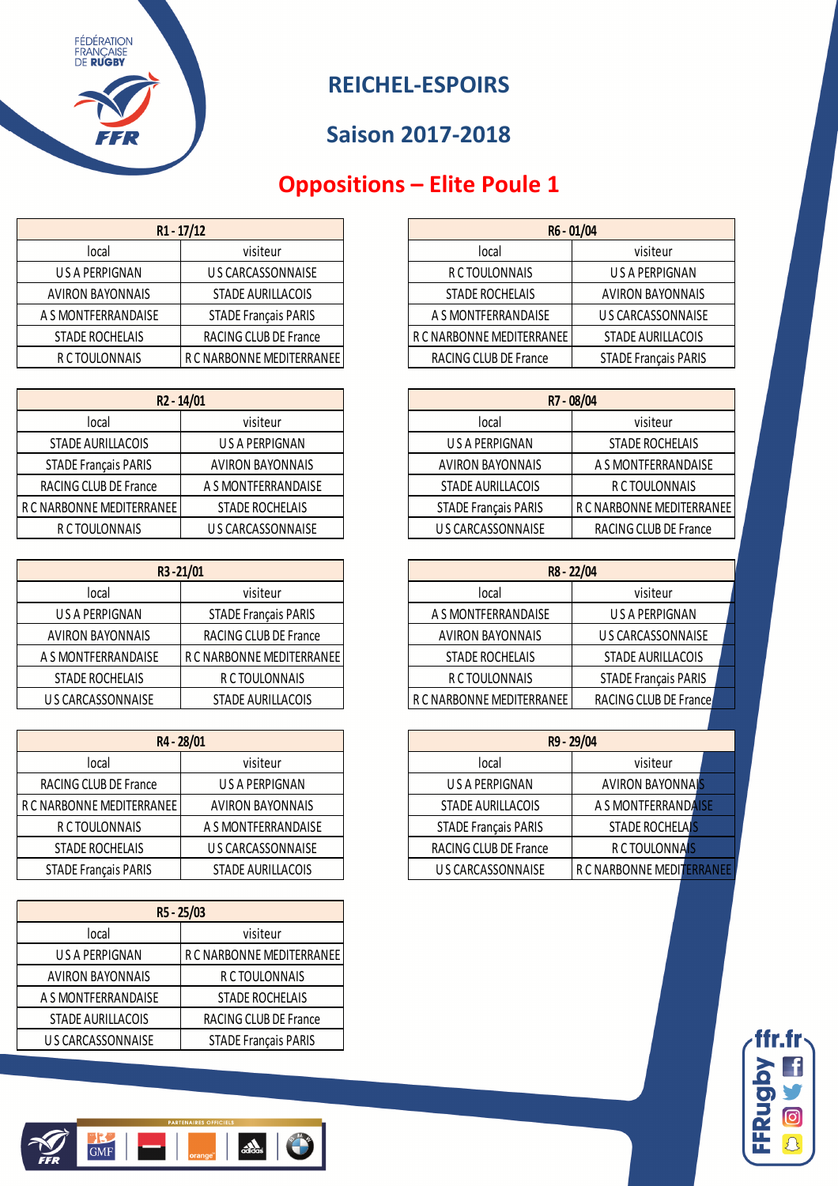# REICHEL-ESPOIRS

## Saison 2017-2018

## Oppositions – Elite Poule 1

| R1 - 17/12 | |
|---|---|
| local | visiteur |
| U S A PERPIGNAN | U S CARCASSONNAISE |
| AVIRON BAYONNAIS | STADE AURILLACOIS |
| A S MONTFERRANDAISE | STADE Français PARIS |
| STADE ROCHELAIS | RACING CLUB DE France |
| R C TOULONNAIS | R C NARBONNE MEDITERRANEE |

| R2 - 14/01 | |
|---|---|
| local | visiteur |
| STADE AURILLACOIS | U S A PERPIGNAN |
| STADE Français PARIS | AVIRON BAYONNAIS |
| RACING CLUB DE France | A S MONTFERRANDAISE |
| R C NARBONNE MEDITERRANEE | STADE ROCHELAIS |
| R C TOULONNAIS | U S CARCASSONNAISE |

| R3 - 21/01 | |
|---|---|
| local | visiteur |
| U S A PERPIGNAN | STADE Français PARIS |
| AVIRON BAYONNAIS | RACING CLUB DE France |
| A S MONTFERRANDAISE | R C NARBONNE MEDITERRANEE |
| STADE ROCHELAIS | R C TOULONNAIS |
| U S CARCASSONNAISE | STADE AURILLACOIS |

| R4 - 28/01 | |
|---|---|
| local | visiteur |
| RACING CLUB DE France | U S A PERPIGNAN |
| R C NARBONNE MEDITERRANEE | AVIRON BAYONNAIS |
| R C TOULONNAIS | A S MONTFERRANDAISE |
| STADE ROCHELAIS | U S CARCASSONNAISE |
| STADE Français PARIS | STADE AURILLACOIS |

| R5 - 25/03 | |
|---|---|
| local | visiteur |
| U S A PERPIGNAN | R C NARBONNE MEDITERRANEE |
| AVIRON BAYONNAIS | R C TOULONNAIS |
| A S MONTFERRANDAISE | STADE ROCHELAIS |
| STADE AURILLACOIS | RACING CLUB DE France |
| U S CARCASSONNAISE | STADE Français PARIS |

| R6 - 01/04 | |
|---|---|
| local | visiteur |
| R C TOULONNAIS | U S A PERPIGNAN |
| STADE ROCHELAIS | AVIRON BAYONNAIS |
| A S MONTFERRANDAISE | U S CARCASSONNAISE |
| R C NARBONNE MEDITERRANEE | STADE AURILLACOIS |
| RACING CLUB DE France | STADE Français PARIS |

| R7 - 08/04 | |
|---|---|
| local | visiteur |
| U S A PERPIGNAN | STADE ROCHELAIS |
| AVIRON BAYONNAIS | A S MONTFERRANDAISE |
| STADE AURILLACOIS | R C TOULONNAIS |
| STADE Français PARIS | R C NARBONNE MEDITERRANEE |
| U S CARCASSONNAISE | RACING CLUB DE France |

| R8 - 22/04 | |
|---|---|
| local | visiteur |
| A S MONTFERRANDAISE | U S A PERPIGNAN |
| AVIRON BAYONNAIS | U S CARCASSONNAISE |
| STADE ROCHELAIS | STADE AURILLACOIS |
| R C TOULONNAIS | STADE Français PARIS |
| R C NARBONNE MEDITERRANEE | RACING CLUB DE France |

| R9 - 29/04 | |
|---|---|
| local | visiteur |
| U S A PERPIGNAN | AVIRON BAYONNAIS |
| STADE AURILLACOIS | A S MONTFERRANDAISE |
| STADE Français PARIS | STADE ROCHELAIS |
| RACING CLUB DE France | R C TOULONNAIS |
| U S CARCASSONNAISE | R C NARBONNE MEDITERRANEE |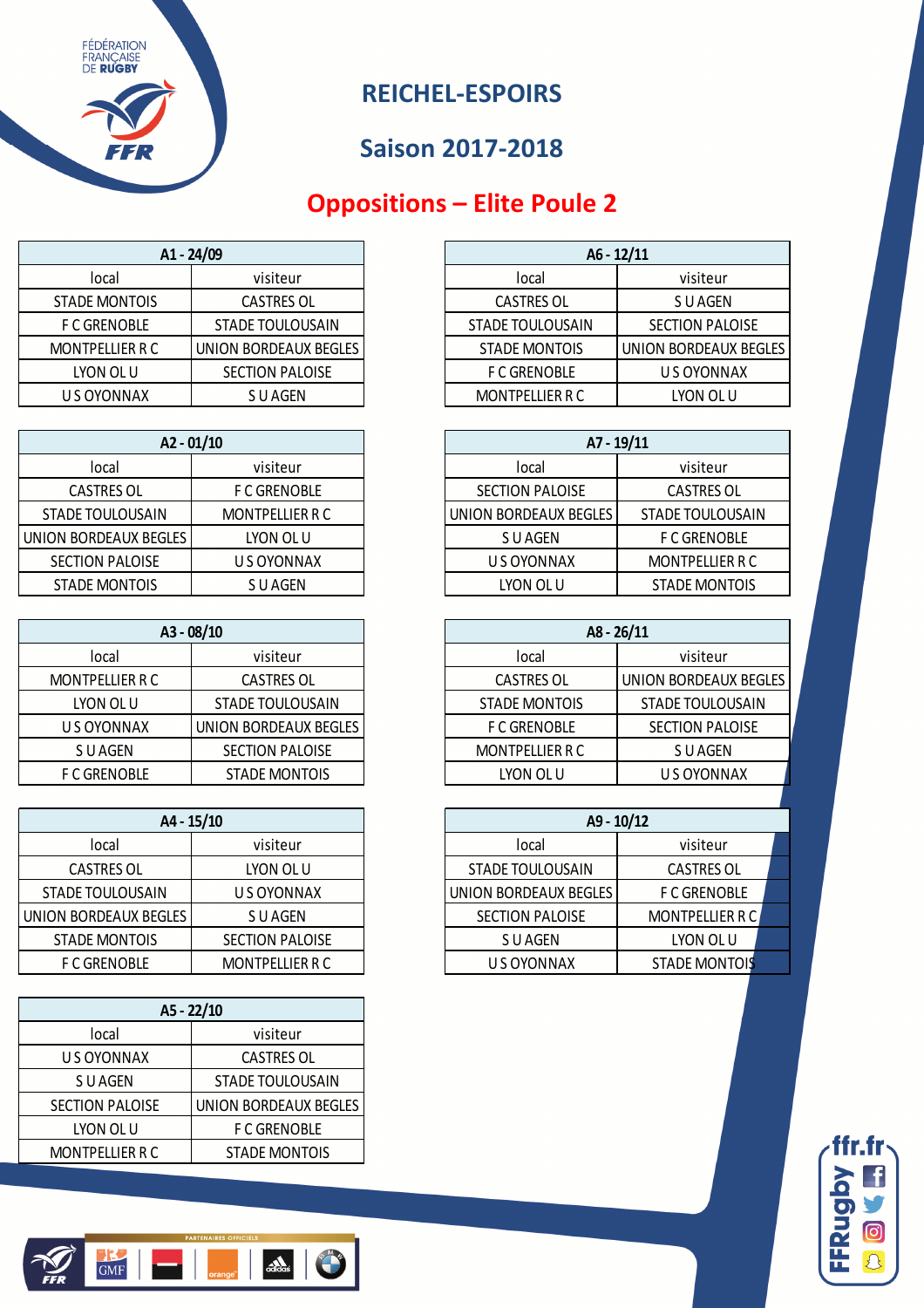# REICHEL-ESPOIRS

## Saison 2017-2018

## Oppositions – Elite Poule 2

| A1 - 24/09 | |
|---|---|
| local | visiteur |
| STADE MONTOIS | CASTRES OL |
| F C GRENOBLE | STADE TOULOUSAIN |
| MONTPELLIER R C | UNION BORDEAUX BEGLES |
| LYON OL U | SECTION PALOISE |
| U S OYONNAX | S U AGEN |

| A2 - 01/10 | |
|---|---|
| local | visiteur |
| CASTRES OL | F C GRENOBLE |
| STADE TOULOUSAIN | MONTPELLIER R C |
| UNION BORDEAUX BEGLES | LYON OL U |
| SECTION PALOISE | U S OYONNAX |
| STADE MONTOIS | S U AGEN |

| A3 - 08/10 | |
|---|---|
| local | visiteur |
| MONTPELLIER R C | CASTRES OL |
| LYON OL U | STADE TOULOUSAIN |
| U S OYONNAX | UNION BORDEAUX BEGLES |
| S U AGEN | SECTION PALOISE |
| F C GRENOBLE | STADE MONTOIS |

| A4 - 15/10 | |
|---|---|
| local | visiteur |
| CASTRES OL | LYON OL U |
| STADE TOULOUSAIN | U S OYONNAX |
| UNION BORDEAUX BEGLES | S U AGEN |
| STADE MONTOIS | SECTION PALOISE |
| F C GRENOBLE | MONTPELLIER R C |

| A5 - 22/10 | |
|---|---|
| local | visiteur |
| U S OYONNAX | CASTRES OL |
| S U AGEN | STADE TOULOUSAIN |
| SECTION PALOISE | UNION BORDEAUX BEGLES |
| LYON OL U | F C GRENOBLE |
| MONTPELLIER R C | STADE MONTOIS |

| A6 - 12/11 | |
|---|---|
| local | visiteur |
| CASTRES OL | S U AGEN |
| STADE TOULOUSAIN | SECTION PALOISE |
| STADE MONTOIS | UNION BORDEAUX BEGLES |
| F C GRENOBLE | U S OYONNAX |
| MONTPELLIER R C | LYON OL U |

| A7 - 19/11 | |
|---|---|
| local | visiteur |
| SECTION PALOISE | CASTRES OL |
| UNION BORDEAUX BEGLES | STADE TOULOUSAIN |
| S U AGEN | F C GRENOBLE |
| U S OYONNAX | MONTPELLIER R C |
| LYON OL U | STADE MONTOIS |

| A8 - 26/11 | |
|---|---|
| local | visiteur |
| CASTRES OL | UNION BORDEAUX BEGLES |
| STADE MONTOIS | STADE TOULOUSAIN |
| F C GRENOBLE | SECTION PALOISE |
| MONTPELLIER R C | S U AGEN |
| LYON OL U | U S OYONNAX |

| A9 - 10/12 | |
|---|---|
| local | visiteur |
| STADE TOULOUSAIN | CASTRES OL |
| UNION BORDEAUX BEGLES | F C GRENOBLE |
| SECTION PALOISE | MONTPELLIER R C |
| S U AGEN | LYON OL U |
| U S OYONNAX | STADE MONTOIS |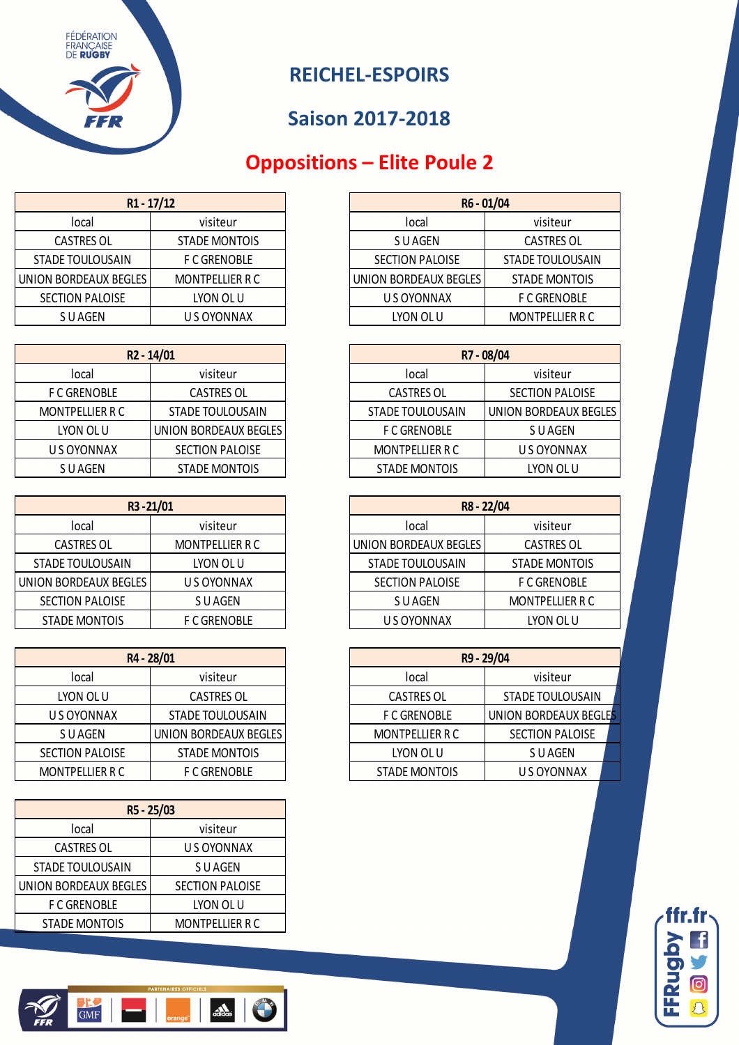# REICHEL-ESPOIRS

## Saison 2017-2018

## Oppositions – Elite Poule 2

| R1 - 17/12 | |
|---|---|
| local | visiteur |
| CASTRES OL | STADE MONTOIS |
| STADE TOULOUSAIN | F C GRENOBLE |
| UNION BORDEAUX BEGLES | MONTPELLIER R C |
| SECTION PALOISE | LYON OL U |
| S U AGEN | U S OYONNAX |

| R2 - 14/01 | |
|---|---|
| local | visiteur |
| F C GRENOBLE | CASTRES OL |
| MONTPELLIER R C | STADE TOULOUSAIN |
| LYON OL U | UNION BORDEAUX BEGLES |
| U S OYONNAX | SECTION PALOISE |
| S U AGEN | STADE MONTOIS |

| R3 - 21/01 | |
|---|---|
| local | visiteur |
| CASTRES OL | MONTPELLIER R C |
| STADE TOULOUSAIN | LYON OL U |
| UNION BORDEAUX BEGLES | U S OYONNAX |
| SECTION PALOISE | S U AGEN |
| STADE MONTOIS | F C GRENOBLE |

| R4 - 28/01 | |
|---|---|
| local | visiteur |
| LYON OL U | CASTRES OL |
| U S OYONNAX | STADE TOULOUSAIN |
| S U AGEN | UNION BORDEAUX BEGLES |
| SECTION PALOISE | STADE MONTOIS |
| MONTPELLIER R C | F C GRENOBLE |

| R5 - 25/03 | |
|---|---|
| local | visiteur |
| CASTRES OL | U S OYONNAX |
| STADE TOULOUSAIN | S U AGEN |
| UNION BORDEAUX BEGLES | SECTION PALOISE |
| F C GRENOBLE | LYON OL U |
| STADE MONTOIS | MONTPELLIER R C |

| R6 - 01/04 | |
|---|---|
| local | visiteur |
| S U AGEN | CASTRES OL |
| SECTION PALOISE | STADE TOULOUSAIN |
| UNION BORDEAUX BEGLES | STADE MONTOIS |
| U S OYONNAX | F C GRENOBLE |
| LYON OL U | MONTPELLIER R C |

| R7 - 08/04 | |
|---|---|
| local | visiteur |
| CASTRES OL | SECTION PALOISE |
| STADE TOULOUSAIN | UNION BORDEAUX BEGLES |
| F C GRENOBLE | S U AGEN |
| MONTPELLIER R C | U S OYONNAX |
| STADE MONTOIS | LYON OL U |

| R8 - 22/04 | |
|---|---|
| local | visiteur |
| UNION BORDEAUX BEGLES | CASTRES OL |
| STADE TOULOUSAIN | STADE MONTOIS |
| SECTION PALOISE | F C GRENOBLE |
| S U AGEN | MONTPELLIER R C |
| U S OYONNAX | LYON OL U |

| R9 - 29/04 | |
|---|---|
| local | visiteur |
| CASTRES OL | STADE TOULOUSAIN |
| F C GRENOBLE | UNION BORDEAUX BEGLES |
| MONTPELLIER R C | SECTION PALOISE |
| LYON OL U | S U AGEN |
| STADE MONTOIS | U S OYONNAX |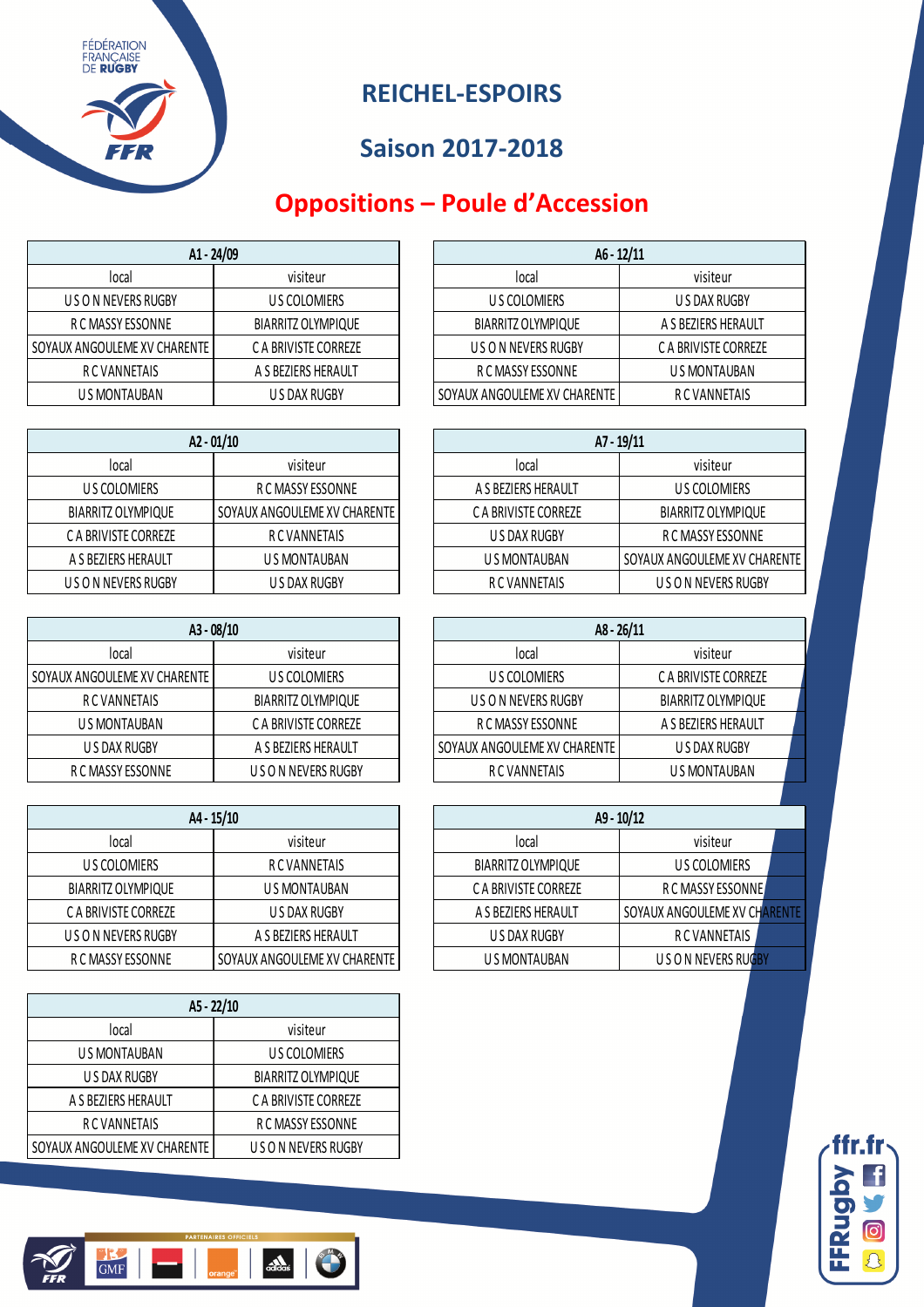# REICHEL-ESPOIRS

## Saison 2017-2018

## Oppositions – Poule d'Accession

| A1 - 24/09 | |
|---|---|
| local | visiteur |
| U S O N NEVERS RUGBY | U S COLOMIERS |
| R C MASSY ESSONNE | BIARRITZ OLYMPIQUE |
| SOYAUX ANGOULEME XV CHARENTE | C A BRIVISTE CORREZE |
| R C VANNETAIS | A S BEZIERS HERAULT |
| U S MONTAUBAN | U S DAX RUGBY |

| A2 - 01/10 | |
|---|---|
| local | visiteur |
| U S COLOMIERS | R C MASSY ESSONNE |
| BIARRITZ OLYMPIQUE | SOYAUX ANGOULEME XV CHARENTE |
| C A BRIVISTE CORREZE | R C VANNETAIS |
| A S BEZIERS HERAULT | U S MONTAUBAN |
| U S O N NEVERS RUGBY | U S DAX RUGBY |

| A3 - 08/10 | |
|---|---|
| local | visiteur |
| SOYAUX ANGOULEME XV CHARENTE | U S COLOMIERS |
| R C VANNETAIS | BIARRITZ OLYMPIQUE |
| U S MONTAUBAN | C A BRIVISTE CORREZE |
| U S DAX RUGBY | A S BEZIERS HERAULT |
| R C MASSY ESSONNE | U S O N NEVERS RUGBY |

| A4 - 15/10 | |
|---|---|
| local | visiteur |
| U S COLOMIERS | R C VANNETAIS |
| BIARRITZ OLYMPIQUE | U S MONTAUBAN |
| C A BRIVISTE CORREZE | U S DAX RUGBY |
| U S O N NEVERS RUGBY | A S BEZIERS HERAULT |
| R C MASSY ESSONNE | SOYAUX ANGOULEME XV CHARENTE |

| A5 - 22/10 | |
|---|---|
| local | visiteur |
| U S MONTAUBAN | U S COLOMIERS |
| U S DAX RUGBY | BIARRITZ OLYMPIQUE |
| A S BEZIERS HERAULT | C A BRIVISTE CORREZE |
| R C VANNETAIS | R C MASSY ESSONNE |
| SOYAUX ANGOULEME XV CHARENTE | U S O N NEVERS RUGBY |

| A6 - 12/11 | |
|---|---|
| local | visiteur |
| U S COLOMIERS | U S DAX RUGBY |
| BIARRITZ OLYMPIQUE | A S BEZIERS HERAULT |
| U S O N NEVERS RUGBY | C A BRIVISTE CORREZE |
| R C MASSY ESSONNE | U S MONTAUBAN |
| SOYAUX ANGOULEME XV CHARENTE | R C VANNETAIS |

| A7 - 19/11 | |
|---|---|
| local | visiteur |
| A S BEZIERS HERAULT | U S COLOMIERS |
| C A BRIVISTE CORREZE | BIARRITZ OLYMPIQUE |
| U S DAX RUGBY | R C MASSY ESSONNE |
| U S MONTAUBAN | SOYAUX ANGOULEME XV CHARENTE |
| R C VANNETAIS | U S O N NEVERS RUGBY |

| A8 - 26/11 | |
|---|---|
| local | visiteur |
| U S COLOMIERS | C A BRIVISTE CORREZE |
| U S O N NEVERS RUGBY | BIARRITZ OLYMPIQUE |
| R C MASSY ESSONNE | A S BEZIERS HERAULT |
| SOYAUX ANGOULEME XV CHARENTE | U S DAX RUGBY |
| R C VANNETAIS | U S MONTAUBAN |

| A9 - 10/12 | |
|---|---|
| local | visiteur |
| BIARRITZ OLYMPIQUE | U S COLOMIERS |
| C A BRIVISTE CORREZE | R C MASSY ESSONNE |
| A S BEZIERS HERAULT | SOYAUX ANGOULEME XV CHARENTE |
| U S DAX RUGBY | R C VANNETAIS |
| U S MONTAUBAN | U S O N NEVERS RUGBY |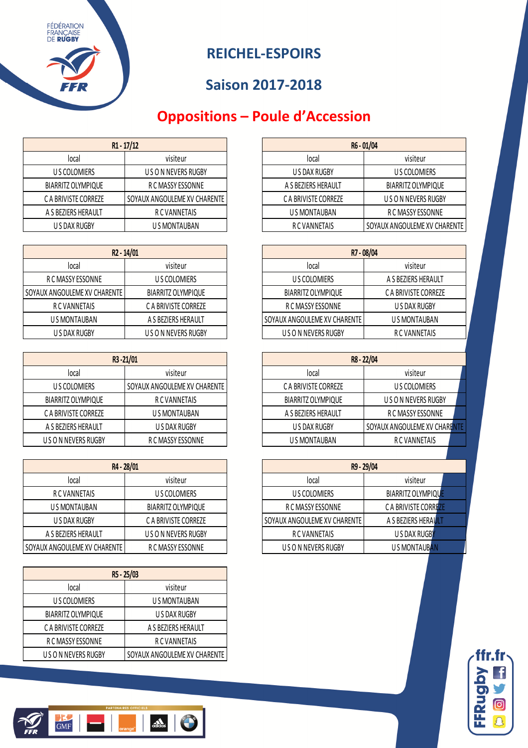# REICHEL-ESPOIRS

## Saison 2017-2018

## Oppositions – Poule d'Accession

| R1 - 17/12 | |
|---|---|
| local | visiteur |
| U S COLOMIERS | U S O N NEVERS RUGBY |
| BIARRITZ OLYMPIQUE | R C MASSY ESSONNE |
| C A BRIVISTE CORREZE | SOYAUX ANGOULEME XV CHARENTE |
| A S BEZIERS HERAULT | R C VANNETAIS |
| U S DAX RUGBY | U S MONTAUBAN |

| R2 - 14/01 | |
|---|---|
| local | visiteur |
| R C MASSY ESSONNE | U S COLOMIERS |
| SOYAUX ANGOULEME XV CHARENTE | BIARRITZ OLYMPIQUE |
| R C VANNETAIS | C A BRIVISTE CORREZE |
| U S MONTAUBAN | A S BEZIERS HERAULT |
| U S DAX RUGBY | U S O N NEVERS RUGBY |

| R3 -21/01 | |
|---|---|
| local | visiteur |
| U S COLOMIERS | SOYAUX ANGOULEME XV CHARENTE |
| BIARRITZ OLYMPIQUE | R C VANNETAIS |
| C A BRIVISTE CORREZE | U S MONTAUBAN |
| A S BEZIERS HERAULT | U S DAX RUGBY |
| U S O N NEVERS RUGBY | R C MASSY ESSONNE |

| R4 - 28/01 | |
|---|---|
| local | visiteur |
| R C VANNETAIS | U S COLOMIERS |
| U S MONTAUBAN | BIARRITZ OLYMPIQUE |
| U S DAX RUGBY | C A BRIVISTE CORREZE |
| A S BEZIERS HERAULT | U S O N NEVERS RUGBY |
| SOYAUX ANGOULEME XV CHARENTE | R C MASSY ESSONNE |

| R5 - 25/03 | |
|---|---|
| local | visiteur |
| U S COLOMIERS | U S MONTAUBAN |
| BIARRITZ OLYMPIQUE | U S DAX RUGBY |
| C A BRIVISTE CORREZE | A S BEZIERS HERAULT |
| R C MASSY ESSONNE | R C VANNETAIS |
| U S O N NEVERS RUGBY | SOYAUX ANGOULEME XV CHARENTE |

| R6 - 01/04 | |
|---|---|
| local | visiteur |
| U S DAX RUGBY | U S COLOMIERS |
| A S BEZIERS HERAULT | BIARRITZ OLYMPIQUE |
| C A BRIVISTE CORREZE | U S O N NEVERS RUGBY |
| U S MONTAUBAN | R C MASSY ESSONNE |
| R C VANNETAIS | SOYAUX ANGOULEME XV CHARENTE |

| R7 - 08/04 | |
|---|---|
| local | visiteur |
| U S COLOMIERS | A S BEZIERS HERAULT |
| BIARRITZ OLYMPIQUE | C A BRIVISTE CORREZE |
| R C MASSY ESSONNE | U S DAX RUGBY |
| SOYAUX ANGOULEME XV CHARENTE | U S MONTAUBAN |
| U S O N NEVERS RUGBY | R C VANNETAIS |

| R8 - 22/04 | |
|---|---|
| local | visiteur |
| C A BRIVISTE CORREZE | U S COLOMIERS |
| BIARRITZ OLYMPIQUE | U S O N NEVERS RUGBY |
| A S BEZIERS HERAULT | R C MASSY ESSONNE |
| U S DAX RUGBY | SOYAUX ANGOULEME XV CHARENTE |
| U S MONTAUBAN | R C VANNETAIS |

| R9 - 29/04 | |
|---|---|
| local | visiteur |
| U S COLOMIERS | BIARRITZ OLYMPIQUE |
| R C MASSY ESSONNE | C A BRIVISTE CORREZE |
| SOYAUX ANGOULEME XV CHARENTE | A S BEZIERS HERAULT |
| R C VANNETAIS | U S DAX RUGBY |
| U S O N NEVERS RUGBY | U S MONTAUBAN |